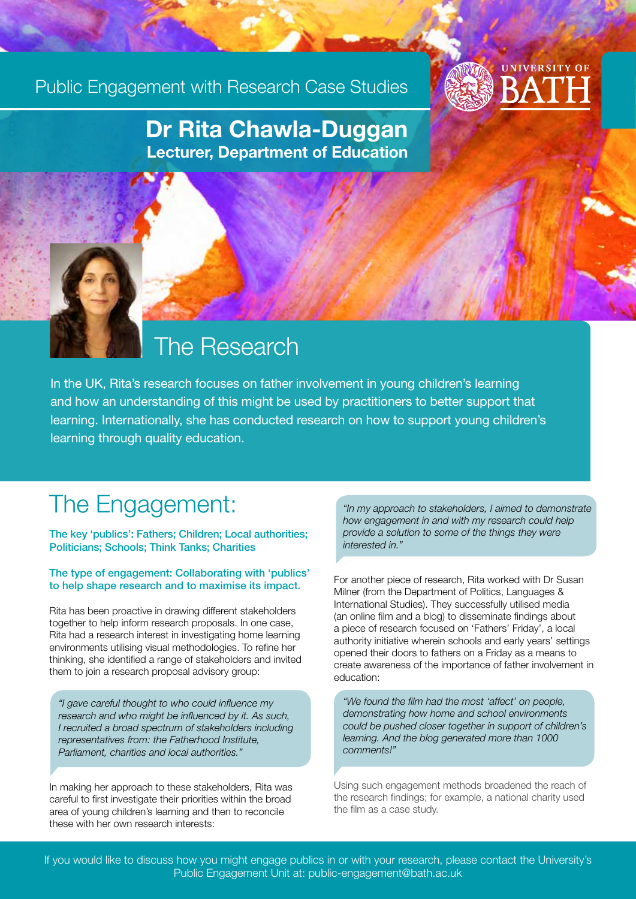Public Engagement with Research Case Studies

UNIVERSITY OF BATH

# Dr Rita Chawla-Duggan

**Lecturer, Department of Education**

## The Research

In the UK, Rita's research focuses on father involvement in young children's learning and how an understanding of this might be used by practitioners to better support that learning. Internationally, she has conducted research on how to support young children's learning through quality education.

## The Engagement:

**The key 'publics': Fathers; Children; Local authorities; Politicians; Schools; Think Tanks; Charities**

**The type of engagement: Collaborating with 'publics' to help shape research and to maximise its impact.**

Rita has been proactive in drawing different stakeholders together to help inform research proposals. In one case, Rita had a research interest in investigating home learning environments utilising visual methodologies. To refine her thinking, she identified a range of stakeholders and invited them to join a research proposal advisory group:

> *"I gave careful thought to who could influence my research and who might be influenced by it. As such, I recruited a broad spectrum of stakeholders including representatives from: the Fatherhood Institute, Parliament, charities and local authorities."*

In making her approach to these stakeholders, Rita was careful to first investigate their priorities within the broad area of young children's learning and then to reconcile these with her own research interests:

> *"In my approach to stakeholders, I aimed to demonstrate how engagement in and with my research could help provide a solution to some of the things they were interested in."*

For another piece of research, Rita worked with Dr Susan Milner (from the Department of Politics, Languages & International Studies). They successfully utilised media (an online film and a blog) to disseminate findings about a piece of research focused on 'Fathers' Friday', a local authority initiative wherein schools and early years' settings opened their doors to fathers on a Friday as a means to create awareness of the importance of father involvement in education:

> *"We found the film had the most 'affect' on people, demonstrating how home and school environments could be pushed closer together in support of children's learning. And the blog generated more than 1000 comments!"*

Using such engagement methods broadened the reach of the research findings; for example, a national charity used the film as a case study.

If you would like to discuss how you might engage publics in or with your research, please contact the University's Public Engagement Unit at: public-engagement@bath.ac.uk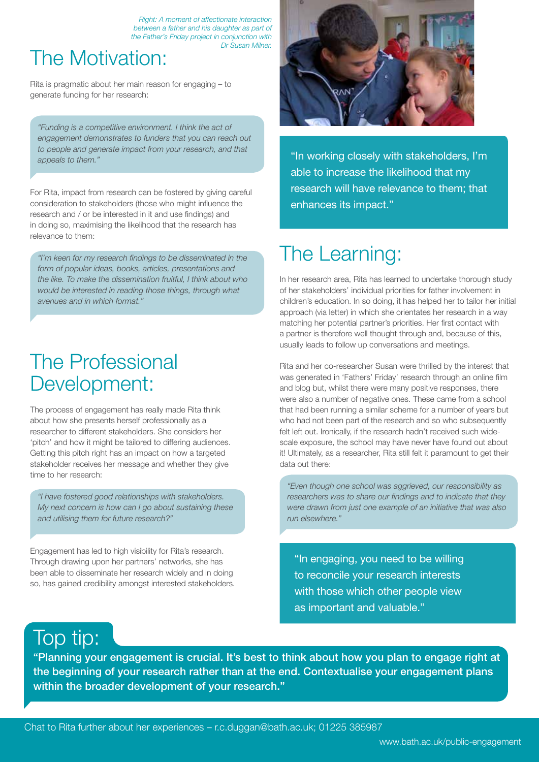*Right: A moment of affectionate interaction between a father and his daughter as part of the Father's Friday project in conjunction with Dr Susan Milner.*

## The Motivation:

Rita is pragmatic about her main reason for engaging – to generate funding for her research:

> *"Funding is a competitive environment. I think the act of engagement demonstrates to funders that you can reach out to people and generate impact from your research, and that appeals to them."*

For Rita, impact from research can be fostered by giving careful consideration to stakeholders (those who might influence the research and / or be interested in it and use findings) and in doing so, maximising the likelihood that the research has relevance to them:

> *"I'm keen for my research findings to be disseminated in the form of popular ideas, books, articles, presentations and the like. To make the dissemination fruitful, I think about who would be interested in reading those things, through what avenues and in which format."*

## The Professional Development:

The process of engagement has really made Rita think about how she presents herself professionally as a researcher to different stakeholders. She considers her 'pitch' and how it might be tailored to differing audiences. Getting this pitch right has an impact on how a targeted stakeholder receives her message and whether they give time to her research:

> *"I have fostered good relationships with stakeholders. My next concern is how can I go about sustaining these and utilising them for future research?"*

Engagement has led to high visibility for Rita's research. Through drawing upon her partners' networks, she has been able to disseminate her research widely and in doing so, has gained credibility amongst interested stakeholders.

> "In working closely with stakeholders, I'm able to increase the likelihood that my research will have relevance to them; that enhances its impact."

## The Learning:

In her research area, Rita has learned to undertake thorough study of her stakeholders' individual priorities for father involvement in children's education. In so doing, it has helped her to tailor her initial approach (via letter) in which she orientates her research in a way matching her potential partner's priorities. Her first contact with a partner is therefore well thought through and, because of this, usually leads to follow up conversations and meetings.

Rita and her co-researcher Susan were thrilled by the interest that was generated in 'Fathers' Friday' research through an online film and blog but, whilst there were many positive responses, there were also a number of negative ones. These came from a school that had been running a similar scheme for a number of years but who had not been part of the research and so who subsequently felt left out. Ironically, if the research hadn't received such wide-scale exposure, the school may have never have found out about it! Ultimately, as a researcher, Rita still felt it paramount to get their data out there:

> *"Even though one school was aggrieved, our responsibility as researchers was to share our findings and to indicate that they were drawn from just one example of an initiative that was also run elsewhere."*

> "In engaging, you need to be willing to reconcile your research interests with those which other people view as important and valuable."

## Top tip:

**"Planning your engagement is crucial. It's best to think about how you plan to engage right at the beginning of your research rather than at the end. Contextualise your engagement plans within the broader development of your research."**

Chat to Rita further about her experiences – r.c.duggan@bath.ac.uk; 01225 385987

www.bath.ac.uk/public-engagement